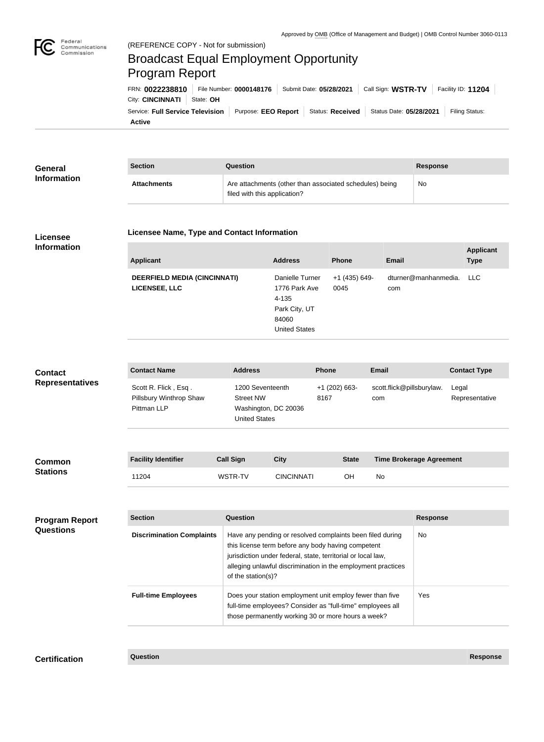Approved by OMB (Office of Management and Budget) | OMB Control Number 3060-0113

(REFERENCE COPY - Not for submission)

# Broadcast Equal Employment Opportunity Program Report

FRN: **0022238810** | File Number: **0000148176** | Submit Date: **05/28/2021** | Call Sign: **WSTR-TV** | Facility ID: **11204** | City: **CINCINNATI** | State: **OH**

Service: **Full Service Television** | Purpose: **EEO Report** | Status: **Received** | Status Date: **05/28/2021** | Filing Status: **Active**

## General Information

| Section | Question | Response |
|---|---|---|
| **Attachments** | Are attachments (other than associated schedules) being filed with this application? | No |

## Licensee Information

### Licensee Name, Type and Contact Information

| Applicant | Address | Phone | Email | Applicant Type |
|---|---|---|---|---|
| **DEERFIELD MEDIA (CINCINNATI) LICENSEE, LLC** | Danielle Turner 1776 Park Ave 4-135 Park City, UT 84060 United States | +1 (435) 649-0045 | dturner@manhanmedia.com | LLC |

## Contact Representatives

| Contact Name | Address | Phone | Email | Contact Type |
|---|---|---|---|---|
| Scott R. Flick , Esq . Pillsbury Winthrop Shaw Pittman LLP | 1200 Seventeenth Street NW Washington, DC 20036 United States | +1 (202) 663-8167 | scott.flick@pillsburylaw.com | Legal Representative |

## Common Stations

| Facility Identifier | Call Sign | City | State | Time Brokerage Agreement |
|---|---|---|---|---|
| 11204 | WSTR-TV | CINCINNATI | OH | No |

## Program Report Questions

| Section | Question | Response |
|---|---|---|
| **Discrimination Complaints** | Have any pending or resolved complaints been filed during this license term before any body having competent jurisdiction under federal, state, territorial or local law, alleging unlawful discrimination in the employment practices of the station(s)? | No |
| **Full-time Employees** | Does your station employment unit employ fewer than five full-time employees? Consider as "full-time" employees all those permanently working 30 or more hours a week? | Yes |

## Certification

| Question | Response |
|---|---|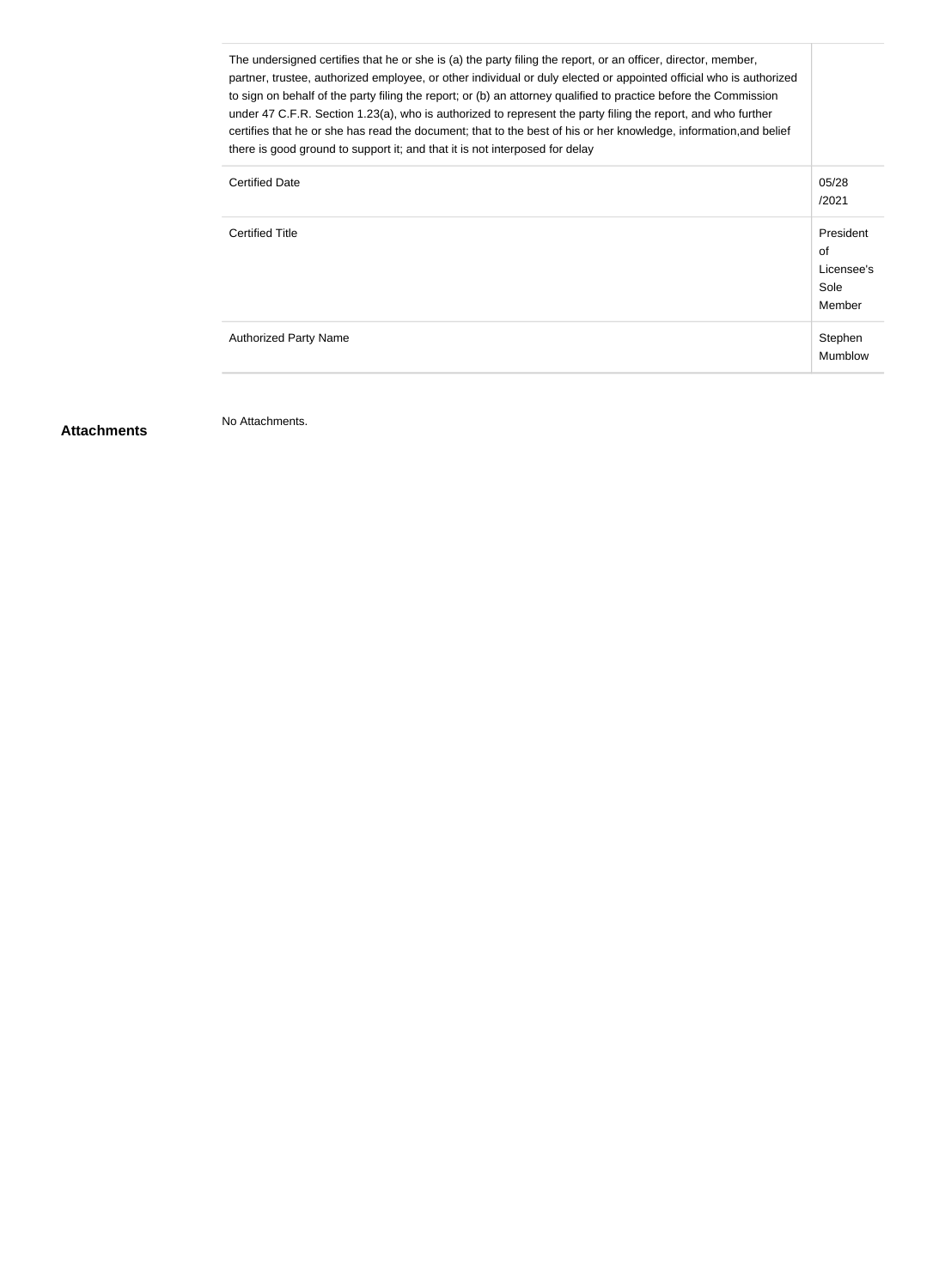| | |
|---|---|
| The undersigned certifies that he or she is (a) the party filing the report, or an officer, director, member, partner, trustee, authorized employee, or other individual or duly elected or appointed official who is authorized to sign on behalf of the party filing the report; or (b) an attorney qualified to practice before the Commission under 47 C.F.R. Section 1.23(a), who is authorized to represent the party filing the report, and who further certifies that he or she has read the document; that to the best of his or her knowledge, information,and belief there is good ground to support it; and that it is not interposed for delay | |
| Certified Date | 05/28/2021 |
| Certified Title | President of Licensee's Sole Member |
| Authorized Party Name | Stephen Mumblow |

**Attachments**

No Attachments.